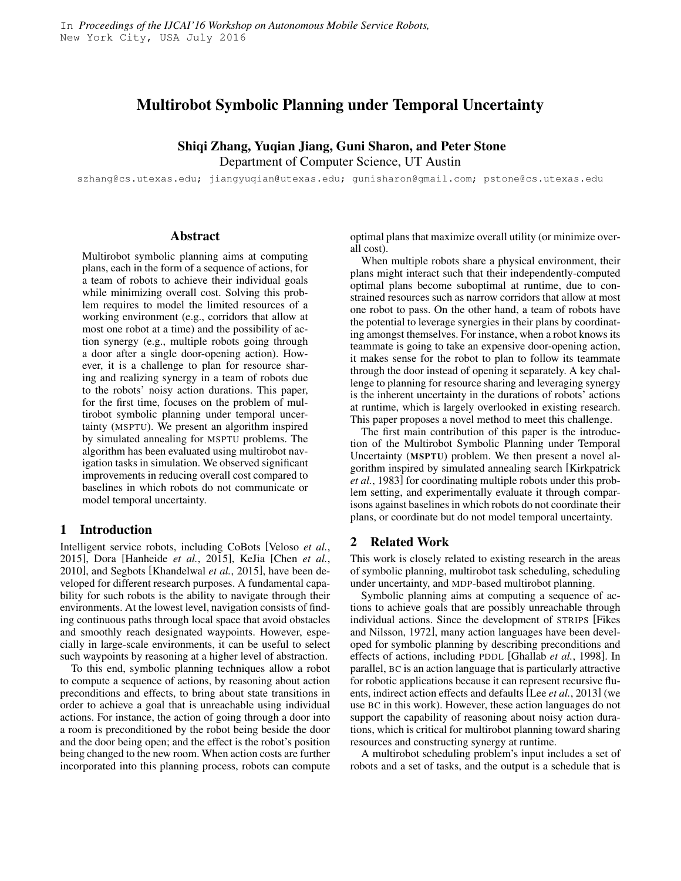In *Proceedings of the IJCAI'16 Workshop on Autonomous Mobile Service Robots,*
New York City, USA July 2016

# Multirobot Symbolic Planning under Temporal Uncertainty

**Shiqi Zhang, Yuqian Jiang, Guni Sharon, and Peter Stone**
Department of Computer Science, UT Austin

szhang@cs.utexas.edu; jiangyuqian@utexas.edu; gunisharon@gmail.com; pstone@cs.utexas.edu

## Abstract

Multirobot symbolic planning aims at computing plans, each in the form of a sequence of actions, for a team of robots to achieve their individual goals while minimizing overall cost. Solving this problem requires to model the limited resources of a working environment (e.g., corridors that allow at most one robot at a time) and the possibility of action synergy (e.g., multiple robots going through a door after a single door-opening action). However, it is a challenge to plan for resource sharing and realizing synergy in a team of robots due to the robots' noisy action durations. This paper, for the first time, focuses on the problem of multirobot symbolic planning under temporal uncertainty (MSPTU). We present an algorithm inspired by simulated annealing for MSPTU problems. The algorithm has been evaluated using multirobot navigation tasks in simulation. We observed significant improvements in reducing overall cost compared to baselines in which robots do not communicate or model temporal uncertainty.

## 1 Introduction

Intelligent service robots, including CoBots [Veloso *et al.*, 2015], Dora [Hanheide *et al.*, 2015], KeJia [Chen *et al.*, 2010], and Segbots [Khandelwal *et al.*, 2015], have been developed for different research purposes. A fundamental capability for such robots is the ability to navigate through their environments. At the lowest level, navigation consists of finding continuous paths through local space that avoid obstacles and smoothly reach designated waypoints. However, especially in large-scale environments, it can be useful to select such waypoints by reasoning at a higher level of abstraction.

To this end, symbolic planning techniques allow a robot to compute a sequence of actions, by reasoning about action preconditions and effects, to bring about state transitions in order to achieve a goal that is unreachable using individual actions. For instance, the action of going through a door into a room is preconditioned by the robot being beside the door and the door being open; and the effect is the robot's position being changed to the new room. When action costs are further incorporated into this planning process, robots can compute optimal plans that maximize overall utility (or minimize overall cost).

When multiple robots share a physical environment, their plans might interact such that their independently-computed optimal plans become suboptimal at runtime, due to constrained resources such as narrow corridors that allow at most one robot to pass. On the other hand, a team of robots have the potential to leverage synergies in their plans by coordinating amongst themselves. For instance, when a robot knows its teammate is going to take an expensive door-opening action, it makes sense for the robot to plan to follow its teammate through the door instead of opening it separately. A key challenge to planning for resource sharing and leveraging synergy is the inherent uncertainty in the durations of robots' actions at runtime, which is largely overlooked in existing research. This paper proposes a novel method to meet this challenge.

The first main contribution of this paper is the introduction of the Multirobot Symbolic Planning under Temporal Uncertainty (**MSPTU**) problem. We then present a novel algorithm inspired by simulated annealing search [Kirkpatrick *et al.*, 1983] for coordinating multiple robots under this problem setting, and experimentally evaluate it through comparisons against baselines in which robots do not coordinate their plans, or coordinate but do not model temporal uncertainty.

## 2 Related Work

This work is closely related to existing research in the areas of symbolic planning, multirobot task scheduling, scheduling under uncertainty, and MDP-based multirobot planning.

Symbolic planning aims at computing a sequence of actions to achieve goals that are possibly unreachable through individual actions. Since the development of STRIPS [Fikes and Nilsson, 1972], many action languages have been developed for symbolic planning by describing preconditions and effects of actions, including PDDL [Ghallab *et al.*, 1998]. In parallel, BC is an action language that is particularly attractive for robotic applications because it can represent recursive fluents, indirect action effects and defaults [Lee *et al.*, 2013] (we use BC in this work). However, these action languages do not support the capability of reasoning about noisy action durations, which is critical for multirobot planning toward sharing resources and constructing synergy at runtime.

A multirobot scheduling problem's input includes a set of robots and a set of tasks, and the output is a schedule that is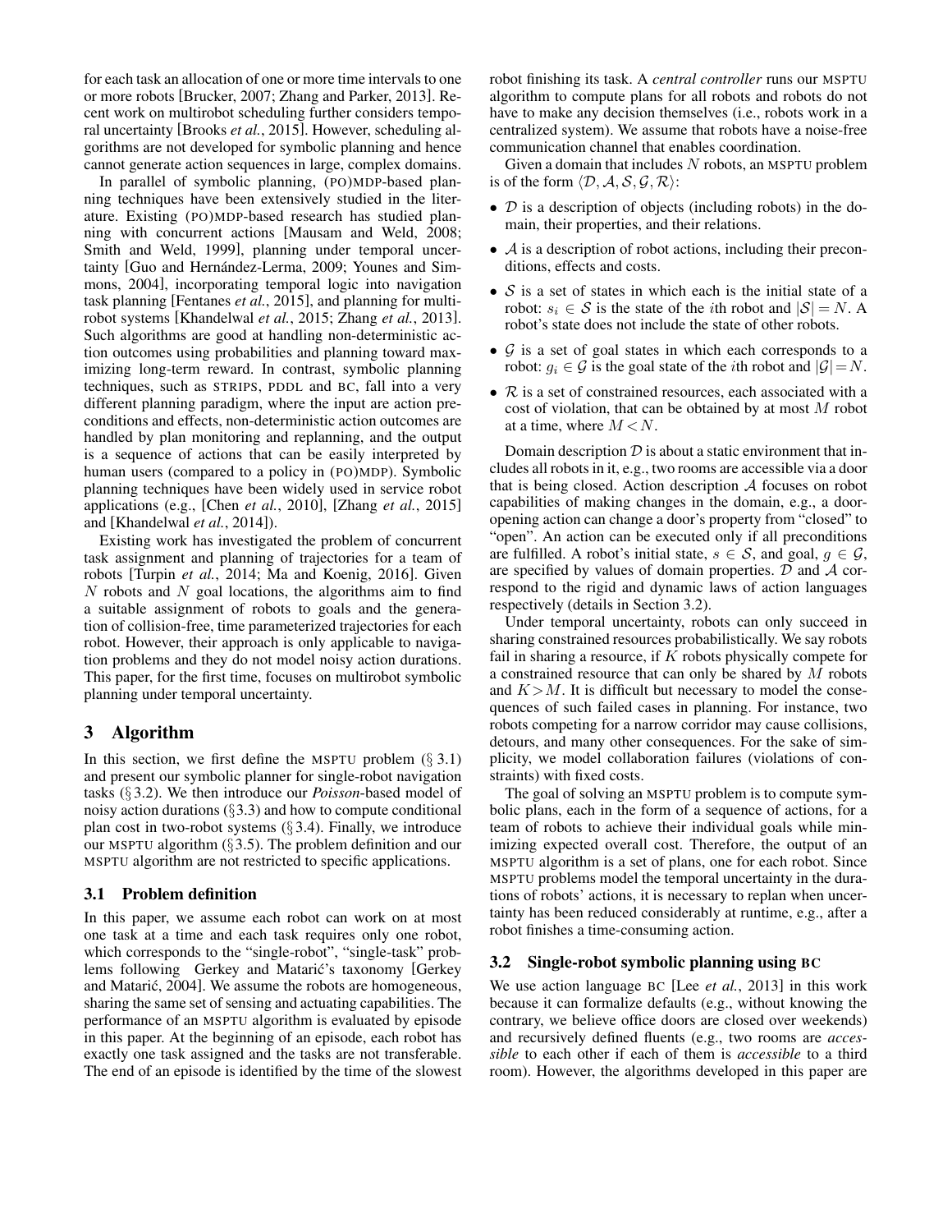for each task an allocation of one or more time intervals to one or more robots [Brucker, 2007; Zhang and Parker, 2013]. Recent work on multirobot scheduling further considers temporal uncertainty [Brooks *et al.*, 2015]. However, scheduling algorithms are not developed for symbolic planning and hence cannot generate action sequences in large, complex domains.

In parallel of symbolic planning, (PO)MDP-based planning techniques have been extensively studied in the literature. Existing (PO)MDP-based research has studied planning with concurrent actions [Mausam and Weld, 2008; Smith and Weld, 1999], planning under temporal uncertainty [Guo and Hernández-Lerma, 2009; Younes and Simmons, 2004], incorporating temporal logic into navigation task planning [Fentanes *et al.*, 2015], and planning for multirobot systems [Khandelwal *et al.*, 2015; Zhang *et al.*, 2013]. Such algorithms are good at handling non-deterministic action outcomes using probabilities and planning toward maximizing long-term reward. In contrast, symbolic planning techniques, such as STRIPS, PDDL and BC, fall into a very different planning paradigm, where the input are action preconditions and effects, non-deterministic action outcomes are handled by plan monitoring and replanning, and the output is a sequence of actions that can be easily interpreted by human users (compared to a policy in (PO)MDP). Symbolic planning techniques have been widely used in service robot applications (e.g., [Chen *et al.*, 2010], [Zhang *et al.*, 2015] and [Khandelwal *et al.*, 2014]).

Existing work has investigated the problem of concurrent task assignment and planning of trajectories for a team of robots [Turpin *et al.*, 2014; Ma and Koenig, 2016]. Given $N$ robots and $N$ goal locations, the algorithms aim to find a suitable assignment of robots to goals and the generation of collision-free, time parameterized trajectories for each robot. However, their approach is only applicable to navigation problems and they do not model noisy action durations. This paper, for the first time, focuses on multirobot symbolic planning under temporal uncertainty.

## 3 Algorithm

In this section, we first define the MSPTU problem (§ 3.1) and present our symbolic planner for single-robot navigation tasks (§ 3.2). We then introduce our *Poisson*-based model of noisy action durations (§3.3) and how to compute conditional plan cost in two-robot systems (§ 3.4). Finally, we introduce our MSPTU algorithm (§3.5). The problem definition and our MSPTU algorithm are not restricted to specific applications.

### 3.1 Problem definition

In this paper, we assume each robot can work on at most one task at a time and each task requires only one robot, which corresponds to the "single-robot", "single-task" problems following Gerkey and Matarić's taxonomy [Gerkey and Matarić, 2004]. We assume the robots are homogeneous, sharing the same set of sensing and actuating capabilities. The performance of an MSPTU algorithm is evaluated by episode in this paper. At the beginning of an episode, each robot has exactly one task assigned and the tasks are not transferable. The end of an episode is identified by the time of the slowest robot finishing its task. A *central controller* runs our MSPTU algorithm to compute plans for all robots and robots do not have to make any decision themselves (i.e., robots work in a centralized system). We assume that robots have a noise-free communication channel that enables coordination.

Given a domain that includes $N$ robots, an MSPTU problem is of the form $\langle \mathcal{D}, \mathcal{A}, \mathcal{S}, \mathcal{G}, \mathcal{R} \rangle$:

- $\mathcal{D}$ is a description of objects (including robots) in the domain, their properties, and their relations.
- $\mathcal{A}$ is a description of robot actions, including their preconditions, effects and costs.
- $\mathcal{S}$ is a set of states in which each is the initial state of a robot: $s_i \in \mathcal{S}$ is the state of the $i$th robot and $|\mathcal{S}| = N$. A robot's state does not include the state of other robots.
- $\mathcal{G}$ is a set of goal states in which each corresponds to a robot: $g_i \in \mathcal{G}$ is the goal state of the $i$th robot and $|\mathcal{G}| = N$.
- $\mathcal{R}$ is a set of constrained resources, each associated with a cost of violation, that can be obtained by at most $M$ robot at a time, where $M < N$.

Domain description $\mathcal{D}$ is about a static environment that includes all robots in it, e.g., two rooms are accessible via a door that is being closed. Action description $\mathcal{A}$ focuses on robot capabilities of making changes in the domain, e.g., a door-opening action can change a door's property from "closed" to "open". An action can be executed only if all preconditions are fulfilled. A robot's initial state, $s \in \mathcal{S}$, and goal, $g \in \mathcal{G}$, are specified by values of domain properties. $\mathcal{D}$ and $\mathcal{A}$ correspond to the rigid and dynamic laws of action languages respectively (details in Section 3.2).

Under temporal uncertainty, robots can only succeed in sharing constrained resources probabilistically. We say robots fail in sharing a resource, if $K$ robots physically compete for a constrained resource that can only be shared by $M$ robots and $K > M$. It is difficult but necessary to model the consequences of such failed cases in planning. For instance, two robots competing for a narrow corridor may cause collisions, detours, and many other consequences. For the sake of simplicity, we model collaboration failures (violations of constraints) with fixed costs.

The goal of solving an MSPTU problem is to compute symbolic plans, each in the form of a sequence of actions, for a team of robots to achieve their individual goals while minimizing expected overall cost. Therefore, the output of an MSPTU algorithm is a set of plans, one for each robot. Since MSPTU problems model the temporal uncertainty in the durations of robots' actions, it is necessary to replan when uncertainty has been reduced considerably at runtime, e.g., after a robot finishes a time-consuming action.

### 3.2 Single-robot symbolic planning using BC

We use action language BC [Lee *et al.*, 2013] in this work because it can formalize defaults (e.g., without knowing the contrary, we believe office doors are closed over weekends) and recursively defined fluents (e.g., two rooms are *accessible* to each other if each of them is *accessible* to a third room). However, the algorithms developed in this paper are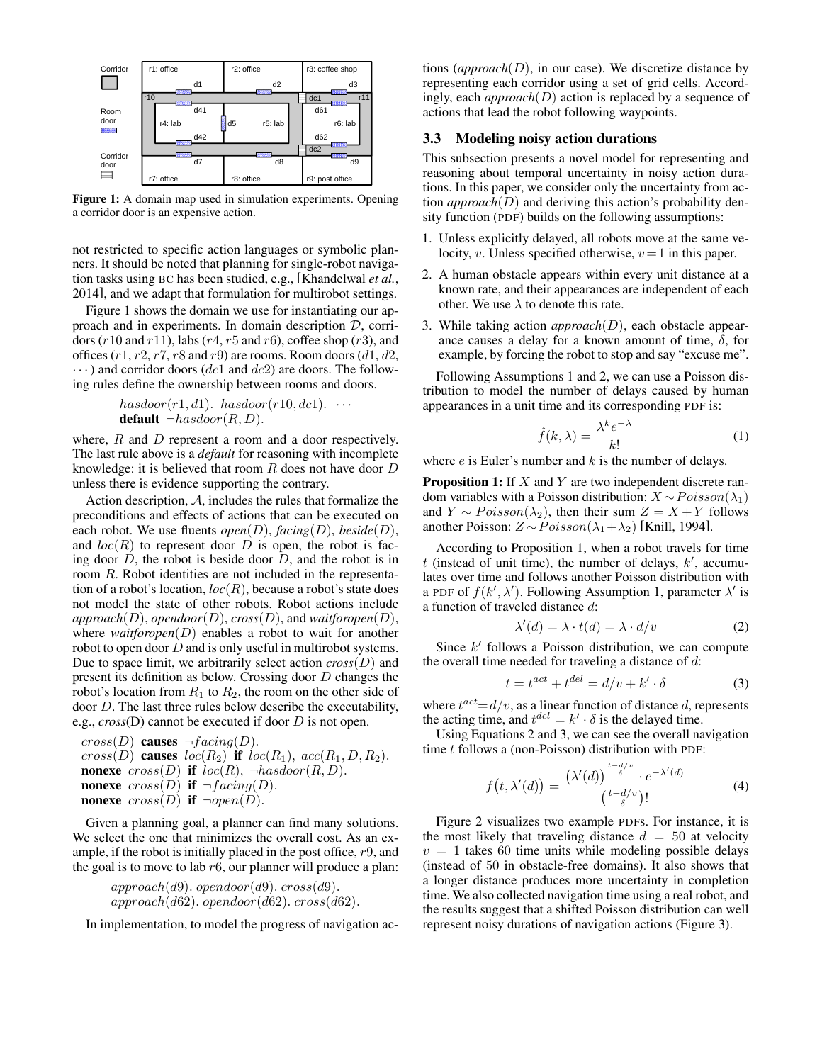Figure 1: A domain map used in simulation experiments. Opening a corridor door is an expensive action.

not restricted to specific action languages or symbolic planners. It should be noted that planning for single-robot navigation tasks using BC has been studied, e.g., [Khandelwal *et al.*, 2014], and we adapt that formulation for multirobot settings.

Figure 1 shows the domain we use for instantiating our approach and in experiments. In domain description $\mathcal{D}$, corridors ($r10$ and $r11$), labs ($r4$, $r5$ and $r6$), coffee shop ($r3$), and offices ($r1$, $r2$, $r7$, $r8$ and $r9$) are rooms. Room doors ($d1$, $d2$, $\cdots$) and corridor doors ($dc1$ and $dc2$) are doors. The following rules define the ownership between rooms and doors.

$$hasdoor(r1, d1).\ \ hasdoor(r10, dc1).\ \ \cdots$$
$$\textbf{default}\ \ \neg hasdoor(R, D).$$

where, $R$ and $D$ represent a room and a door respectively. The last rule above is a *default* for reasoning with incomplete knowledge: it is believed that room $R$ does not have door $D$ unless there is evidence supporting the contrary.

Action description, $\mathcal{A}$, includes the rules that formalize the preconditions and effects of actions that can be executed on each robot. We use fluents *open*($D$), *facing*($D$), *beside*($D$), and *loc*($R$) to represent door $D$ is open, the robot is facing door $D$, the robot is beside door $D$, and the robot is in room $R$. Robot identities are not included in the representation of a robot's location, *loc*($R$), because a robot's state does not model the state of other robots. Robot actions include *approach*($D$), *opendoor*($D$), *cross*($D$), and *waitforopen*($D$), where *waitforopen*($D$) enables a robot to wait for another robot to open door $D$ and is only useful in multirobot systems. Due to space limit, we arbitrarily select action *cross*($D$) and present its definition as below. Crossing door $D$ changes the robot's location from $R_1$ to $R_2$, the room on the other side of door $D$. The last three rules below describe the executability, e.g., *cross*(D) cannot be executed if door $D$ is not open.

$$cross(D)\ \textbf{causes}\ \neg facing(D).$$
$$cross(D)\ \textbf{causes}\ loc(R_2)\ \textbf{if}\ loc(R_1),\ acc(R_1, D, R_2).$$
$$\textbf{nonexe}\ cross(D)\ \textbf{if}\ loc(R),\ \neg hasdoor(R, D).$$
$$\textbf{nonexe}\ cross(D)\ \textbf{if}\ \neg facing(D).$$
$$\textbf{nonexe}\ cross(D)\ \textbf{if}\ \neg open(D).$$

Given a planning goal, a planner can find many solutions. We select the one that minimizes the overall cost. As an example, if the robot is initially placed in the post office, $r9$, and the goal is to move to lab $r6$, our planner will produce a plan:

$$approach(d9).\ opendoor(d9).\ cross(d9).$$
$$approach(d62).\ opendoor(d62).\ cross(d62).$$

In implementation, to model the progress of navigation actions (*approach*($D$), in our case). We discretize distance by representing each corridor using a set of grid cells. Accordingly, each *approach*($D$) action is replaced by a sequence of actions that lead the robot following waypoints.

### 3.3 Modeling noisy action durations

This subsection presents a novel model for representing and reasoning about temporal uncertainty in noisy action durations. In this paper, we consider only the uncertainty from action *approach*($D$) and deriving this action's probability density function (PDF) builds on the following assumptions:

1. Unless explicitly delayed, all robots move at the same velocity, $v$. Unless specified otherwise, $v = 1$ in this paper.
2. A human obstacle appears within every unit distance at a known rate, and their appearances are independent of each other. We use $\lambda$ to denote this rate.
3. While taking action *approach*($D$), each obstacle appearance causes a delay for a known amount of time, $\delta$, for example, by forcing the robot to stop and say "excuse me".

Following Assumptions 1 and 2, we can use a Poisson distribution to model the number of delays caused by human appearances in a unit time and its corresponding PDF is:

$$\hat{f}(k, \lambda) = \frac{\lambda^k e^{-\lambda}}{k!} \tag{1}$$

where $e$ is Euler's number and $k$ is the number of delays.

**Proposition 1:** If $X$ and $Y$ are two independent discrete random variables with a Poisson distribution: $X \sim Poisson(\lambda_1)$ and $Y \sim Poisson(\lambda_2)$, then their sum $Z = X + Y$ follows another Poisson: $Z \sim Poisson(\lambda_1 + \lambda_2)$ [Knill, 1994].

According to Proposition 1, when a robot travels for time $t$ (instead of unit time), the number of delays, $k'$, accumulates over time and follows another Poisson distribution with a PDF of $f(k', \lambda')$. Following Assumption 1, parameter $\lambda'$ is a function of traveled distance $d$:

$$\lambda'(d) = \lambda \cdot t(d) = \lambda \cdot d/v \tag{2}$$

Since $k'$ follows a Poisson distribution, we can compute the overall time needed for traveling a distance of $d$:

$$t = t^{act} + t^{del} = d/v + k' \cdot \delta \tag{3}$$

where $t^{act} = d/v$, as a linear function of distance $d$, represents the acting time, and $t^{del} = k' \cdot \delta$ is the delayed time.

Using Equations 2 and 3, we can see the overall navigation time $t$ follows a (non-Poisson) distribution with PDF:

$$f\big(t, \lambda'(d)\big) = \frac{\big(\lambda'(d)\big)^{\frac{t-d/v}{\delta}} \cdot e^{-\lambda'(d)}}{\big(\frac{t-d/v}{\delta}\big)!} \tag{4}$$

Figure 2 visualizes two example PDFs. For instance, it is the most likely that traveling distance $d = 50$ at velocity $v = 1$ takes 60 time units while modeling possible delays (instead of 50 in obstacle-free domains). It also shows that a longer distance produces more uncertainty in completion time. We also collected navigation time using a real robot, and the results suggest that a shifted Poisson distribution can well represent noisy durations of navigation actions (Figure 3).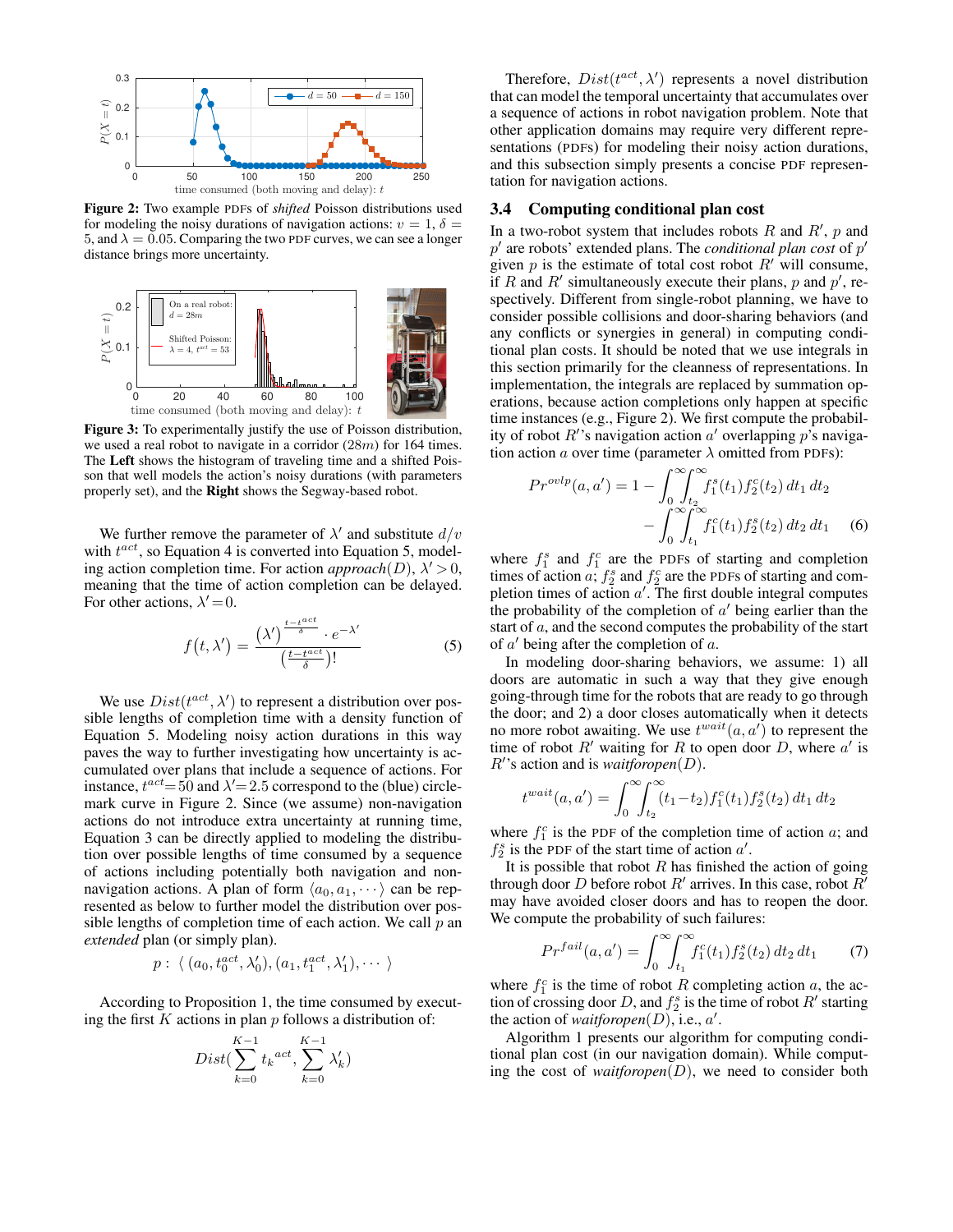**Figure 2:** Two example PDFs of *shifted* Poisson distributions used for modeling the noisy durations of navigation actions: $v = 1$, $\delta = 5$, and $\lambda = 0.05$. Comparing the two PDF curves, we can see a longer distance brings more uncertainty.

**Figure 3:** To experimentally justify the use of Poisson distribution, we used a real robot to navigate in a corridor ($28m$) for 164 times. The **Left** shows the histogram of traveling time and a shifted Poisson that well models the action's noisy durations (with parameters properly set), and the **Right** shows the Segway-based robot.

We further remove the parameter of $\lambda'$ and substitute $d/v$ with $t^{act}$, so Equation 4 is converted into Equation 5, modeling action completion time. For action *approach*($D$), $\lambda' > 0$, meaning that the time of action completion can be delayed. For other actions, $\lambda' = 0$.

$$f(t, \lambda') = \frac{(\lambda')^{\frac{t - t^{act}}{\delta}} \cdot e^{-\lambda'}}{\left(\frac{t - t^{act}}{\delta}\right)!} \tag{5}$$

We use $Dist(t^{act}, \lambda')$ to represent a distribution over possible lengths of completion time with a density function of Equation 5. Modeling noisy action durations in this way paves the way to further investigating how uncertainty is accumulated over plans that include a sequence of actions. For instance, $t^{act}{=}50$ and $\lambda'{=}2.5$ correspond to the (blue) circle-mark curve in Figure 2. Since (we assume) non-navigation actions do not introduce extra uncertainty at running time, Equation 3 can be directly applied to modeling the distribution over possible lengths of time consumed by a sequence of actions including potentially both navigation and non-navigation actions. A plan of form $\langle a_0, a_1, \cdots \rangle$ can be represented as below to further model the distribution over possible lengths of completion time of each action. We call $p$ an *extended* plan (or simply plan).

$$p: \ \langle (a_0, t_0^{act}, \lambda'_0), (a_1, t_1^{act}, \lambda'_1), \cdots \rangle$$

According to Proposition 1, the time consumed by executing the first $K$ actions in plan $p$ follows a distribution of:

$$Dist(\sum_{k=0}^{K-1} t_k{}^{act}, \sum_{k=0}^{K-1} \lambda'_k)$$

Therefore, $Dist(t^{act}, \lambda')$ represents a novel distribution that can model the temporal uncertainty that accumulates over a sequence of actions in robot navigation problem. Note that other application domains may require very different representations (PDFs) for modeling their noisy action durations, and this subsection simply presents a concise PDF representation for navigation actions.

### 3.4 Computing conditional plan cost

In a two-robot system that includes robots $R$ and $R'$, $p$ and $p'$ are robots' extended plans. The *conditional plan cost* of $p'$ given $p$ is the estimate of total cost robot $R'$ will consume, if $R$ and $R'$ simultaneously execute their plans, $p$ and $p'$, respectively. Different from single-robot planning, we have to consider possible collisions and door-sharing behaviors (and any conflicts or synergies in general) in computing conditional plan costs. It should be noted that we use integrals in this section primarily for the cleanness of representations. In implementation, the integrals are replaced by summation operations, because action completions only happen at specific time instances (e.g., Figure 2). We first compute the probability of robot $R'$'s navigation action $a'$ overlapping $p$'s navigation action $a$ over time (parameter $\lambda$ omitted from PDFs):

$$\begin{aligned} Pr^{ovlp}(a, a') = 1 &- \int_0^\infty \int_{t_2}^\infty f_1^s(t_1) f_2^c(t_2)\, dt_1\, dt_2 \\ &- \int_0^\infty \int_{t_1}^\infty f_1^c(t_1) f_2^s(t_2)\, dt_2\, dt_1 \end{aligned} \tag{6}$$

where $f_1^s$ and $f_1^c$ are the PDFs of starting and completion times of action $a$; $f_2^s$ and $f_2^c$ are the PDFs of starting and completion times of action $a'$. The first double integral computes the probability of the completion of $a'$ being earlier than the start of $a$, and the second computes the probability of the start of $a'$ being after the completion of $a$.

In modeling door-sharing behaviors, we assume: 1) all doors are automatic in such a way that they give enough going-through time for the robots that are ready to go through the door; and 2) a door closes automatically when it detects no more robot awaiting. We use $t^{wait}(a, a')$ to represent the time of robot $R'$ waiting for $R$ to open door $D$, where $a'$ is $R'$'s action and is *waitforopen*($D$).

$$t^{wait}(a, a') = \int_0^\infty \int_{t_2}^\infty (t_1 - t_2) f_1^c(t_1) f_2^s(t_2)\, dt_1\, dt_2$$

where $f_1^c$ is the PDF of the completion time of action $a$; and $f_2^s$ is the PDF of the start time of action $a'$.

It is possible that robot $R$ has finished the action of going through door $D$ before robot $R'$ arrives. In this case, robot $R'$ may have avoided closer doors and has to reopen the door. We compute the probability of such failures:

$$Pr^{fail}(a, a') = \int_0^\infty \int_{t_1}^\infty f_1^c(t_1) f_2^s(t_2)\, dt_2\, dt_1 \tag{7}$$

where $f_1^c$ is the time of robot $R$ completing action $a$, the action of crossing door $D$, and $f_2^s$ is the time of robot $R'$ starting the action of *waitforopen*($D$), i.e., $a'$.

Algorithm 1 presents our algorithm for computing conditional plan cost (in our navigation domain). While computing the cost of *waitforopen*($D$), we need to consider both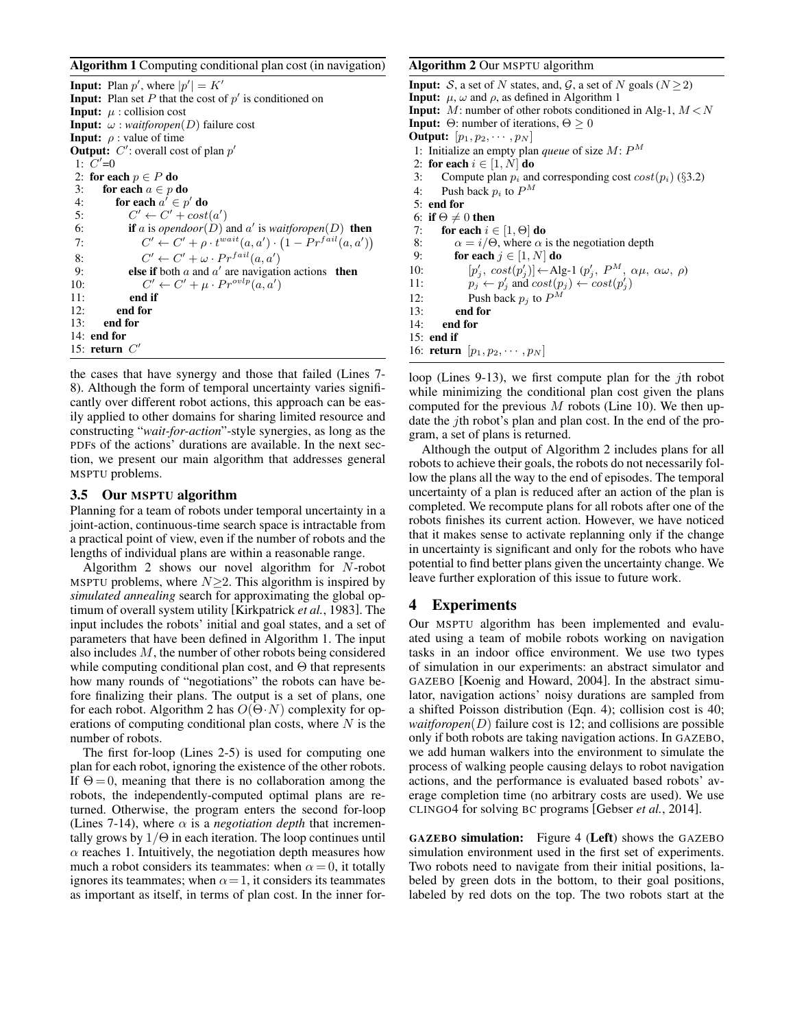**Algorithm 1** Computing conditional plan cost (in navigation)

```
Input: Plan p', where |p'| = K'
Input: Plan set P that the cost of p' is conditioned on
Input: μ : collision cost
Input: ω : waitforopen(D) failure cost
Input: ρ : value of time
Output: C': overall cost of plan p'
 1: C'=0
 2: for each p ∈ P do
 3:    for each a ∈ p do
 4:       for each a' ∈ p' do
 5:          C' ← C' + cost(a')
 6:          if a is opendoor(D) and a' is waitforopen(D) then
 7:             C' ← C' + ρ · t^wait(a, a') · (1 − Pr^fail(a, a'))
 8:             C' ← C' + ω · Pr^fail(a, a')
 9:          else if both a and a' are navigation actions then
10:             C' ← C' + μ · Pr^ovlp(a, a')
11:          end if
12:       end for
13:    end for
14: end for
15: return C'
```

the cases that have synergy and those that failed (Lines 7-8). Although the form of temporal uncertainty varies significantly over different robot actions, this approach can be easily applied to other domains for sharing limited resource and constructing "*wait-for-action*"-style synergies, as long as the PDFs of the actions' durations are available. In the next section, we present our main algorithm that addresses general MSPTU problems.

### 3.5 Our MSPTU algorithm

Planning for a team of robots under temporal uncertainty in a joint-action, continuous-time search space is intractable from a practical point of view, even if the number of robots and the lengths of individual plans are within a reasonable range.

Algorithm 2 shows our novel algorithm for $N$-robot MSPTU problems, where $N \geq 2$. This algorithm is inspired by *simulated annealing* search for approximating the global optimum of overall system utility [Kirkpatrick *et al.*, 1983]. The input includes the robots' initial and goal states, and a set of parameters that have been defined in Algorithm 1. The input also includes $M$, the number of other robots being considered while computing conditional plan cost, and $\Theta$ that represents how many rounds of "negotiations" the robots can have before finalizing their plans. The output is a set of plans, one for each robot. Algorithm 2 has $O(\Theta \cdot N)$ complexity for operations of computing conditional plan costs, where $N$ is the number of robots.

The first for-loop (Lines 2-5) is used for computing one plan for each robot, ignoring the existence of the other robots. If $\Theta = 0$, meaning that there is no collaboration among the robots, the independently-computed optimal plans are returned. Otherwise, the program enters the second for-loop (Lines 7-14), where $\alpha$ is a *negotiation depth* that incrementally grows by $1/\Theta$ in each iteration. The loop continues until $\alpha$ reaches 1. Intuitively, the negotiation depth measures how much a robot considers its teammates: when $\alpha = 0$, it totally ignores its teammates; when $\alpha = 1$, it considers its teammates as important as itself, in terms of plan cost. In the inner for-loop (Lines 9-13), we first compute plan for the $j$th robot while minimizing the conditional plan cost given the plans computed for the previous $M$ robots (Line 10). We then update the $j$th robot's plan and plan cost. In the end of the program, a set of plans is returned.

**Algorithm 2** Our MSPTU algorithm

```
Input: S, a set of N states, and, G, a set of N goals (N ≥ 2)
Input: μ, ω and ρ, as defined in Algorithm 1
Input: M: number of other robots conditioned in Alg-1, M < N
Input: Θ: number of iterations, Θ ≥ 0
Output: [p_1, p_2, ···, p_N]
 1: Initialize an empty plan queue of size M: P^M
 2: for each i ∈ [1, N] do
 3:    Compute plan p_i and corresponding cost cost(p_i) (§3.2)
 4:    Push back p_i to P^M
 5: end for
 6: if Θ ≠ 0 then
 7:    for each i ∈ [1, Θ] do
 8:       α = i/Θ, where α is the negotiation depth
 9:       for each j ∈ [1, N] do
10:          [p'_j, cost(p'_j)] ← Alg-1 (p'_j, P^M, αμ, αω, ρ)
11:          p_j ← p'_j and cost(p_j) ← cost(p'_j)
12:          Push back p_j to P^M
13:       end for
14:    end for
15: end if
16: return [p_1, p_2, ···, p_N]
```

Although the output of Algorithm 2 includes plans for all robots to achieve their goals, the robots do not necessarily follow the plans all the way to the end of episodes. The temporal uncertainty of a plan is reduced after an action of the plan is completed. We recompute plans for all robots after one of the robots finishes its current action. However, we have noticed that it makes sense to activate replanning only if the change in uncertainty is significant and only for the robots who have potential to find better plans given the uncertainty change. We leave further exploration of this issue to future work.

## 4 Experiments

Our MSPTU algorithm has been implemented and evaluated using a team of mobile robots working on navigation tasks in an indoor office environment. We use two types of simulation in our experiments: an abstract simulator and GAZEBO [Koenig and Howard, 2004]. In the abstract simulator, navigation actions' noisy durations are sampled from a shifted Poisson distribution (Eqn. 4); collision cost is 40; *waitforopen*$(D)$ failure cost is 12; and collisions are possible only if both robots are taking navigation actions. In GAZEBO, we add human walkers into the environment to simulate the process of walking people causing delays to robot navigation actions, and the performance is evaluated based robots' average completion time (no arbitrary costs are used). We use CLINGO4 for solving BC programs [Gebser *et al.*, 2014].

**GAZEBO simulation:** Figure 4 (**Left**) shows the GAZEBO simulation environment used in the first set of experiments. Two robots need to navigate from their initial positions, labeled by green dots in the bottom, to their goal positions, labeled by red dots on the top. The two robots start at the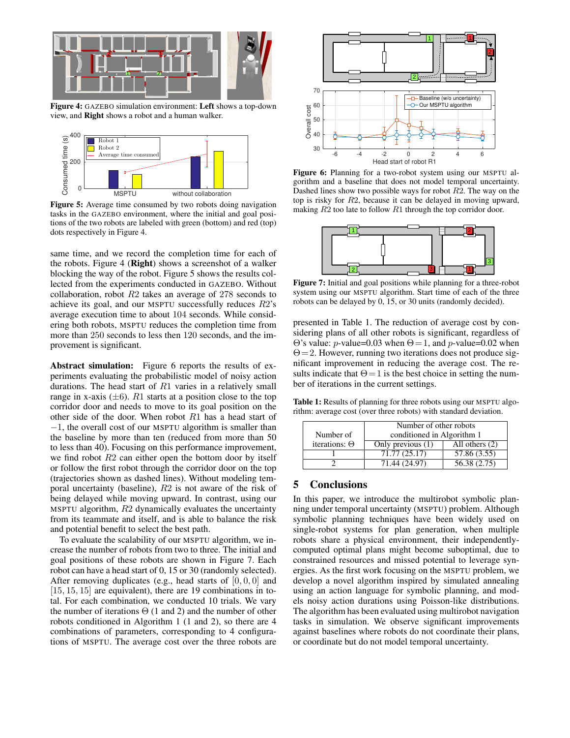**Figure 4:** GAZEBO simulation environment: **Left** shows a top-down view, and **Right** shows a robot and a human walker.

**Figure 5:** Average time consumed by two robots doing navigation tasks in the GAZEBO environment, where the initial and goal positions of the two robots are labeled with green (bottom) and red (top) dots respectively in Figure 4.

same time, and we record the completion time for each of the robots. Figure 4 (**Right**) shows a screenshot of a walker blocking the way of the robot. Figure 5 shows the results collected from the experiments conducted in GAZEBO. Without collaboration, robot $R2$ takes an average of 278 seconds to achieve its goal, and our MSPTU successfully reduces $R2$'s average execution time to about 104 seconds. While considering both robots, MSPTU reduces the completion time from more than 250 seconds to less then 120 seconds, and the improvement is significant.

**Abstract simulation:** Figure 6 reports the results of experiments evaluating the probabilistic model of noisy action durations. The head start of $R1$ varies in a relatively small range in x-axis ($\pm 6$). $R1$ starts at a position close to the top corridor door and needs to move to its goal position on the other side of the door. When robot $R1$ has a head start of $-1$, the overall cost of our MSPTU algorithm is smaller than the baseline by more than ten (reduced from more than 50 to less than 40). Focusing on this performance improvement, we find robot $R2$ can either open the bottom door by itself or follow the first robot through the corridor door on the top (trajectories shown as dashed lines). Without modeling temporal uncertainty (baseline), $R2$ is not aware of the risk of being delayed while moving upward. In contrast, using our MSPTU algorithm, $R2$ dynamically evaluates the uncertainty from its teammate and itself, and is able to balance the risk and potential benefit to select the best path.

To evaluate the scalability of our MSPTU algorithm, we increase the number of robots from two to three. The initial and goal positions of these robots are shown in Figure 7. Each robot can have a head start of 0, 15 or 30 (randomly selected). After removing duplicates (e.g., head starts of $[0, 0, 0]$ and $[15, 15, 15]$ are equivalent), there are 19 combinations in total. For each combination, we conducted 10 trials. We vary the number of iterations $\Theta$ (1 and 2) and the number of other robots conditioned in Algorithm 1 (1 and 2), so there are 4 combinations of parameters, corresponding to 4 configurations of MSPTU. The average cost over the three robots are presented in Table 1. The reduction of average cost by considering plans of all other robots is significant, regardless of $\Theta$'s value: $p$-value=0.03 when $\Theta = 1$, and $p$-value=0.02 when $\Theta = 2$. However, running two iterations does not produce significant improvement in reducing the average cost. The results indicate that $\Theta = 1$ is the best choice in setting the number of iterations in the current settings.

**Figure 6:** Planning for a two-robot system using our MSPTU algorithm and a baseline that does not model temporal uncertainty. Dashed lines show two possible ways for robot $R2$. The way on the top is risky for $R2$, because it can be delayed in moving upward, making $R2$ too late to follow $R1$ through the top corridor door.

**Figure 7:** Initial and goal positions while planning for a three-robot system using our MSPTU algorithm. Start time of each of the three robots can be delayed by 0, 15, or 30 units (randomly decided).

**Table 1:** Results of planning for three robots using our MSPTU algorithm: average cost (over three robots) with standard deviation.

| Number of iterations: $\Theta$ | Number of other robots conditioned in Algorithm 1 | |
|---|---|---|
| | Only previous (1) | All others (2) |
| 1 | 71.77 (25.17) | 57.86 (3.55) |
| 2 | 71.44 (24.97) | 56.38 (2.75) |

## 5 Conclusions

In this paper, we introduce the multirobot symbolic planning under temporal uncertainty (MSPTU) problem. Although symbolic planning techniques have been widely used on single-robot systems for plan generation, when multiple robots share a physical environment, their independently-computed optimal plans might become suboptimal, due to constrained resources and missed potential to leverage synergies. As the first work focusing on the MSPTU problem, we develop a novel algorithm inspired by simulated annealing using an action language for symbolic planning, and models noisy action durations using Poisson-like distributions. The algorithm has been evaluated using multirobot navigation tasks in simulation. We observe significant improvements against baselines where robots do not coordinate their plans, or coordinate but do not model temporal uncertainty.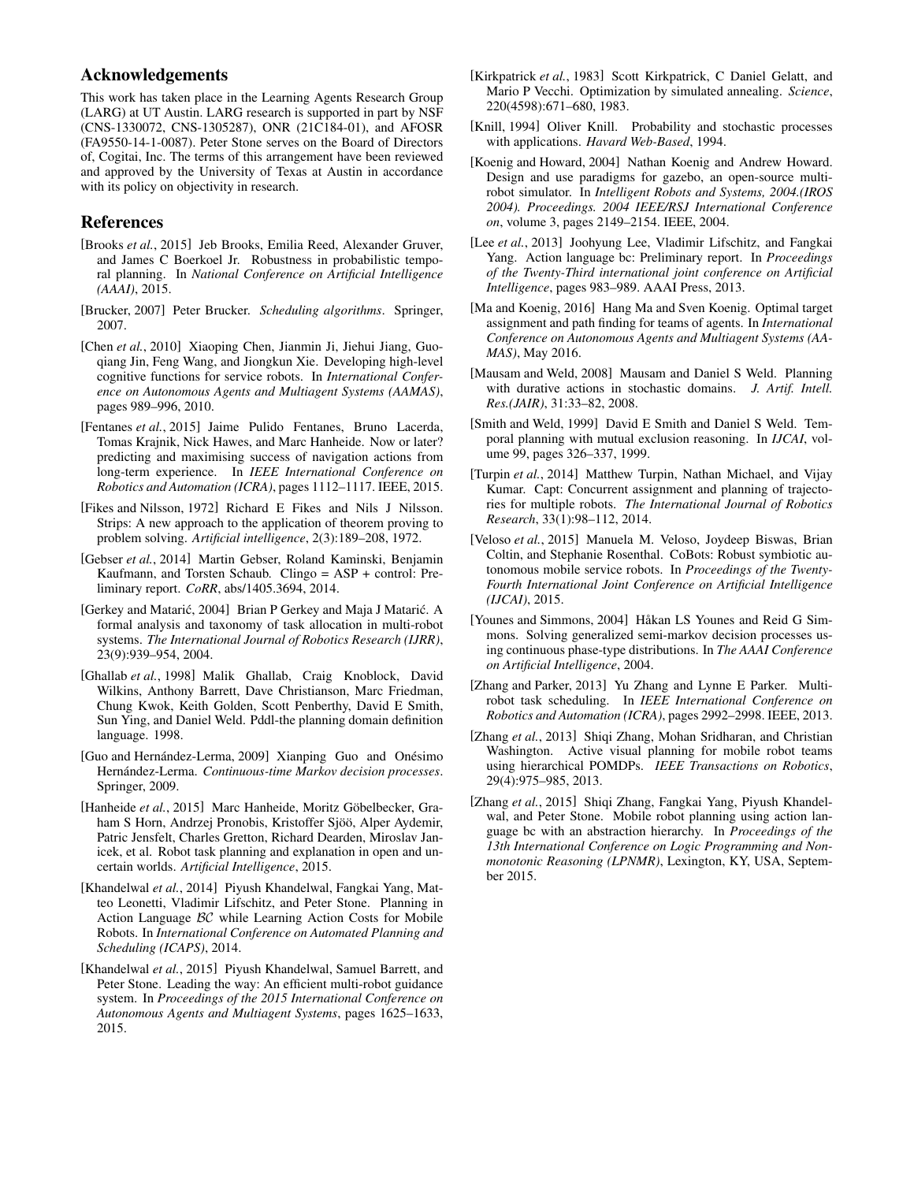## Acknowledgements

This work has taken place in the Learning Agents Research Group (LARG) at UT Austin. LARG research is supported in part by NSF (CNS-1330072, CNS-1305287), ONR (21C184-01), and AFOSR (FA9550-14-1-0087). Peter Stone serves on the Board of Directors of, Cogitai, Inc. The terms of this arrangement have been reviewed and approved by the University of Texas at Austin in accordance with its policy on objectivity in research.

## References

[Brooks *et al.*, 2015] Jeb Brooks, Emilia Reed, Alexander Gruver, and James C Boerkoel Jr. Robustness in probabilistic temporal planning. In *National Conference on Artificial Intelligence (AAAI)*, 2015.

[Brucker, 2007] Peter Brucker. *Scheduling algorithms*. Springer, 2007.

[Chen *et al.*, 2010] Xiaoping Chen, Jianmin Ji, Jiehui Jiang, Guoqiang Jin, Feng Wang, and Jiongkun Xie. Developing high-level cognitive functions for service robots. In *International Conference on Autonomous Agents and Multiagent Systems (AAMAS)*, pages 989–996, 2010.

[Fentanes *et al.*, 2015] Jaime Pulido Fentanes, Bruno Lacerda, Tomas Krajnik, Nick Hawes, and Marc Hanheide. Now or later? predicting and maximising success of navigation actions from long-term experience. In *IEEE International Conference on Robotics and Automation (ICRA)*, pages 1112–1117. IEEE, 2015.

[Fikes and Nilsson, 1972] Richard E Fikes and Nils J Nilsson. Strips: A new approach to the application of theorem proving to problem solving. *Artificial intelligence*, 2(3):189–208, 1972.

[Gebser *et al.*, 2014] Martin Gebser, Roland Kaminski, Benjamin Kaufmann, and Torsten Schaub. Clingo = ASP + control: Preliminary report. *CoRR*, abs/1405.3694, 2014.

[Gerkey and Matarić, 2004] Brian P Gerkey and Maja J Matarić. A formal analysis and taxonomy of task allocation in multi-robot systems. *The International Journal of Robotics Research (IJRR)*, 23(9):939–954, 2004.

[Ghallab *et al.*, 1998] Malik Ghallab, Craig Knoblock, David Wilkins, Anthony Barrett, Dave Christianson, Marc Friedman, Chung Kwok, Keith Golden, Scott Penberthy, David E Smith, Sun Ying, and Daniel Weld. Pddl-the planning domain definition language. 1998.

[Guo and Hernández-Lerma, 2009] Xianping Guo and Onésimo Hernández-Lerma. *Continuous-time Markov decision processes*. Springer, 2009.

[Hanheide *et al.*, 2015] Marc Hanheide, Moritz Göbelbecker, Graham S Horn, Andrzej Pronobis, Kristoffer Sjöö, Alper Aydemir, Patric Jensfelt, Charles Gretton, Richard Dearden, Miroslav Janicek, et al. Robot task planning and explanation in open and uncertain worlds. *Artificial Intelligence*, 2015.

[Khandelwal *et al.*, 2014] Piyush Khandelwal, Fangkai Yang, Matteo Leonetti, Vladimir Lifschitz, and Peter Stone. Planning in Action Language $\mathcal{BC}$ while Learning Action Costs for Mobile Robots. In *International Conference on Automated Planning and Scheduling (ICAPS)*, 2014.

[Khandelwal *et al.*, 2015] Piyush Khandelwal, Samuel Barrett, and Peter Stone. Leading the way: An efficient multi-robot guidance system. In *Proceedings of the 2015 International Conference on Autonomous Agents and Multiagent Systems*, pages 1625–1633, 2015.

[Kirkpatrick *et al.*, 1983] Scott Kirkpatrick, C Daniel Gelatt, and Mario P Vecchi. Optimization by simulated annealing. *Science*, 220(4598):671–680, 1983.

[Knill, 1994] Oliver Knill. Probability and stochastic processes with applications. *Havard Web-Based*, 1994.

[Koenig and Howard, 2004] Nathan Koenig and Andrew Howard. Design and use paradigms for gazebo, an open-source multi-robot simulator. In *Intelligent Robots and Systems, 2004.(IROS 2004). Proceedings. 2004 IEEE/RSJ International Conference on*, volume 3, pages 2149–2154. IEEE, 2004.

[Lee *et al.*, 2013] Joohyung Lee, Vladimir Lifschitz, and Fangkai Yang. Action language bc: Preliminary report. In *Proceedings of the Twenty-Third international joint conference on Artificial Intelligence*, pages 983–989. AAAI Press, 2013.

[Ma and Koenig, 2016] Hang Ma and Sven Koenig. Optimal target assignment and path finding for teams of agents. In *International Conference on Autonomous Agents and Multiagent Systems (AAMAS)*, May 2016.

[Mausam and Weld, 2008] Mausam and Daniel S Weld. Planning with durative actions in stochastic domains. *J. Artif. Intell. Res.(JAIR)*, 31:33–82, 2008.

[Smith and Weld, 1999] David E Smith and Daniel S Weld. Temporal planning with mutual exclusion reasoning. In *IJCAI*, volume 99, pages 326–337, 1999.

[Turpin *et al.*, 2014] Matthew Turpin, Nathan Michael, and Vijay Kumar. Capt: Concurrent assignment and planning of trajectories for multiple robots. *The International Journal of Robotics Research*, 33(1):98–112, 2014.

[Veloso *et al.*, 2015] Manuela M. Veloso, Joydeep Biswas, Brian Coltin, and Stephanie Rosenthal. CoBots: Robust symbiotic autonomous mobile service robots. In *Proceedings of the Twenty-Fourth International Joint Conference on Artificial Intelligence (IJCAI)*, 2015.

[Younes and Simmons, 2004] Håkan LS Younes and Reid G Simmons. Solving generalized semi-markov decision processes using continuous phase-type distributions. In *The AAAI Conference on Artificial Intelligence*, 2004.

[Zhang and Parker, 2013] Yu Zhang and Lynne E Parker. Multi-robot task scheduling. In *IEEE International Conference on Robotics and Automation (ICRA)*, pages 2992–2998. IEEE, 2013.

[Zhang *et al.*, 2013] Shiqi Zhang, Mohan Sridharan, and Christian Washington. Active visual planning for mobile robot teams using hierarchical POMDPs. *IEEE Transactions on Robotics*, 29(4):975–985, 2013.

[Zhang *et al.*, 2015] Shiqi Zhang, Fangkai Yang, Piyush Khandelwal, and Peter Stone. Mobile robot planning using action language bc with an abstraction hierarchy. In *Proceedings of the 13th International Conference on Logic Programming and Nonmonotonic Reasoning (LPNMR)*, Lexington, KY, USA, September 2015.